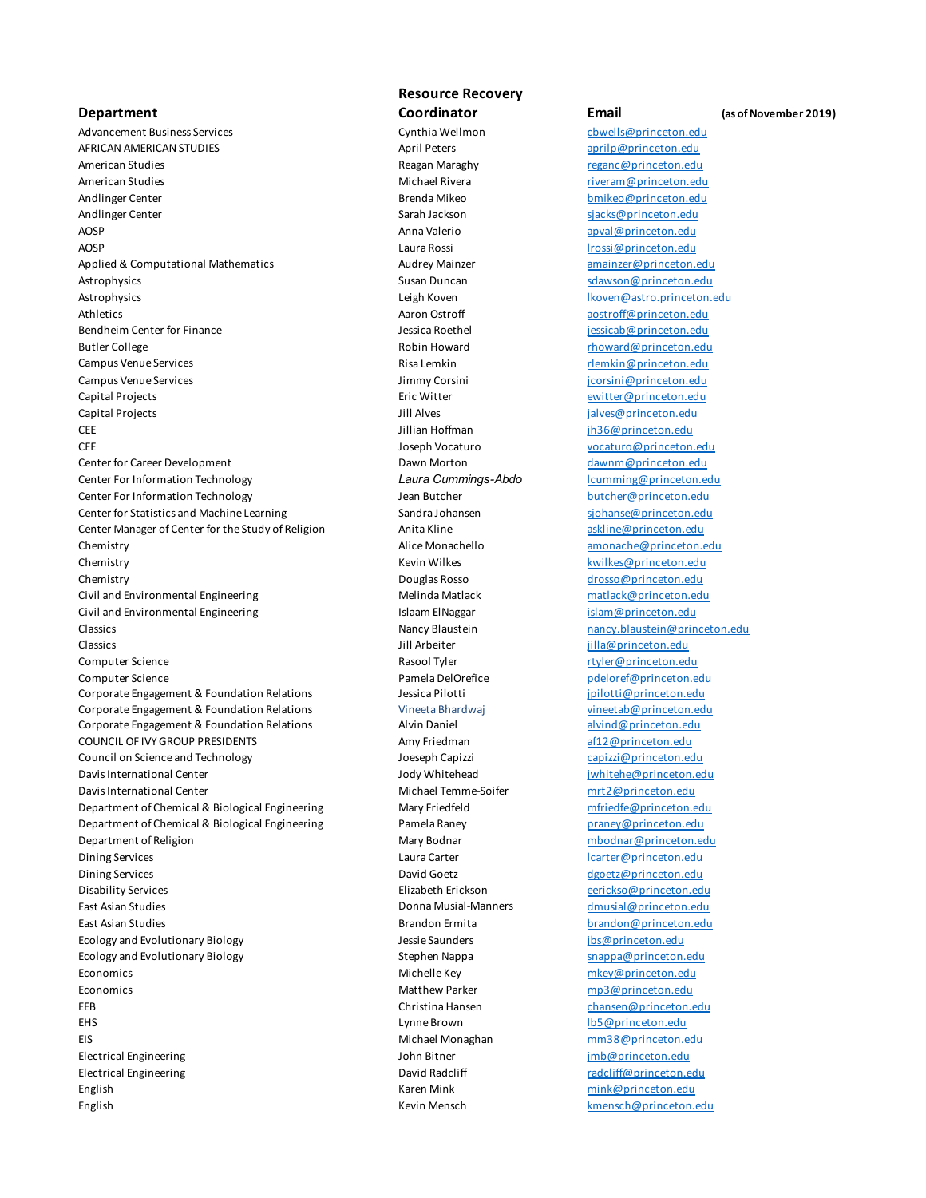| Department | Resource Recovery Coordinator | Email | (as of November 2019) |
|---|---|---|---|
| Advancement Business Services | Cynthia Wellmon | cbwells@princeton.edu | |
| AFRICAN AMERICAN STUDIES | April Peters | aprilp@princeton.edu | |
| American Studies | Reagan Maraghy | reganc@princeton.edu | |
| American Studies | Michael Rivera | riveram@princeton.edu | |
| Andlinger Center | Brenda Mikeo | bmikeo@princeton.edu | |
| Andlinger Center | Sarah Jackson | sjacks@princeton.edu | |
| AOSP | Anna Valerio | apval@princeton.edu | |
| AOSP | Laura Rossi | lrossi@princeton.edu | |
| Applied & Computational Mathematics | Audrey Mainzer | amainzer@princeton.edu | |
| Astrophysics | Susan Duncan | sdawson@princeton.edu | |
| Astrophysics | Leigh Koven | lkoven@astro.princeton.edu | |
| Athletics | Aaron Ostroff | aostroff@princeton.edu | |
| Bendheim Center for Finance | Jessica Roethel | jessicab@princeton.edu | |
| Butler College | Robin Howard | rhoward@princeton.edu | |
| Campus Venue Services | Risa Lemkin | rlemkin@princeton.edu | |
| Campus Venue Services | Jimmy Corsini | jcorsini@princeton.edu | |
| Capital Projects | Eric Witter | ewitter@princeton.edu | |
| Capital Projects | Jill Alves | jalves@princeton.edu | |
| CEE | Jillian Hoffman | jh36@princeton.edu | |
| CEE | Joseph Vocaturo | vocaturo@princeton.edu | |
| Center for Career Development | Dawn Morton | dawnm@princeton.edu | |
| Center For Information Technology | *Laura Cummings-Abdo* | lcumming@princeton.edu | |
| Center For Information Technology | Jean Butcher | butcher@princeton.edu | |
| Center for Statistics and Machine Learning | Sandra Johansen | sjohanse@princeton.edu | |
| Center Manager of Center for the Study of Religion | Anita Kline | askline@princeton.edu | |
| Chemistry | Alice Monachello | amonache@princeton.edu | |
| Chemistry | Kevin Wilkes | kwilkes@princeton.edu | |
| Chemistry | Douglas Rosso | drosso@princeton.edu | |
| Civil and Environmental Engineering | Melinda Matlack | matlack@princeton.edu | |
| Civil and Environmental Engineering | Islaam ElNaggar | islam@princeton.edu | |
| Classics | Nancy Blaustein | nancy.blaustein@princeton.edu | |
| Classics | Jill Arbeiter | jilla@princeton.edu | |
| Computer Science | Rasool Tyler | rtyler@princeton.edu | |
| Computer Science | Pamela DelOrefice | pdeloref@princeton.edu | |
| Corporate Engagement & Foundation Relations | Jessica Pilotti | jpilotti@princeton.edu | |
| Corporate Engagement & Foundation Relations | Vineeta Bhardwaj | vineetab@princeton.edu | |
| Corporate Engagement & Foundation Relations | Alvin Daniel | alvind@princeton.edu | |
| COUNCIL OF IVY GROUP PRESIDENTS | Amy Friedman | af12@princeton.edu | |
| Council on Science and Technology | Joeseph Capizzi | capizzi@princeton.edu | |
| Davis International Center | Jody Whitehead | jwhitehe@princeton.edu | |
| Davis International Center | Michael Temme-Soifer | mrt2@princeton.edu | |
| Department of Chemical & Biological Engineering | Mary Friedfeld | mfriedfe@princeton.edu | |
| Department of Chemical & Biological Engineering | Pamela Raney | praney@princeton.edu | |
| Department of Religion | Mary Bodnar | mbodnar@princeton.edu | |
| Dining Services | Laura Carter | lcarter@princeton.edu | |
| Dining Services | David Goetz | dgoetz@princeton.edu | |
| Disability Services | Elizabeth Erickson | eerickso@princeton.edu | |
| East Asian Studies | Donna Musial-Manners | dmusial@princeton.edu | |
| East Asian Studies | Brandon Ermita | brandon@princeton.edu | |
| Ecology and Evolutionary Biology | Jessie Saunders | jbs@princeton.edu | |
| Ecology and Evolutionary Biology | Stephen Nappa | snappa@princeton.edu | |
| Economics | Michelle Key | mkey@princeton.edu | |
| Economics | Matthew Parker | mp3@princeton.edu | |
| EEB | Christina Hansen | chansen@princeton.edu | |
| EHS | Lynne Brown | lb5@princeton.edu | |
| EIS | Michael Monaghan | mm38@princeton.edu | |
| Electrical Engineering | John Bitner | jmb@princeton.edu | |
| Electrical Engineering | David Radcliff | radcliff@princeton.edu | |
| English | Karen Mink | mink@princeton.edu | |
| English | Kevin Mensch | kmensch@princeton.edu | |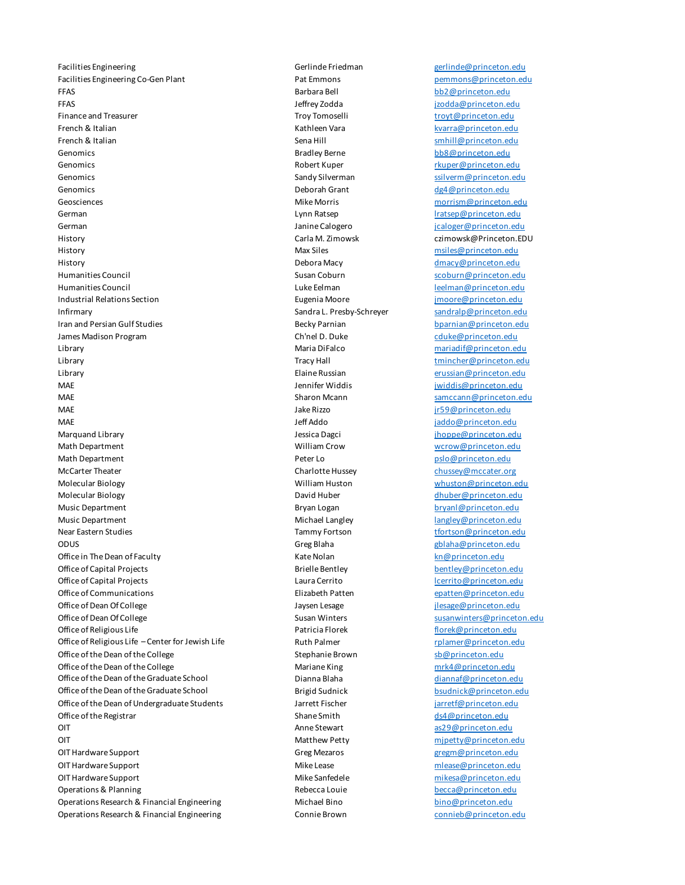| | | |
|---|---|---|
| Facilities Engineering | Gerlinde Friedman | gerlinde@princeton.edu |
| Facilities Engineering Co-Gen Plant | Pat Emmons | pemmons@princeton.edu |
| FFAS | Barbara Bell | bb2@princeton.edu |
| FFAS | Jeffrey Zodda | jzodda@princeton.edu |
| Finance and Treasurer | Troy Tomoselli | troyt@princeton.edu |
| French & Italian | Kathleen Vara | kvarra@princeton.edu |
| French & Italian | Sena Hill | smhill@princeton.edu |
| Genomics | Bradley Berne | bb8@princeton.edu |
| Genomics | Robert Kuper | rkuper@princeton.edu |
| Genomics | Sandy Silverman | ssilverm@princeton.edu |
| Genomics | Deborah Grant | dg4@princeton.edu |
| Geosciences | Mike Morris | morrism@princeton.edu |
| German | Lynn Ratsep | lratsep@princeton.edu |
| German | Janine Calogero | jcaloger@princeton.edu |
| History | Carla M. Zimowsk | czimowsk@Princeton.EDU |
| History | Max Siles | msiles@princeton.edu |
| History | Debora Macy | dmacy@princeton.edu |
| Humanities Council | Susan Coburn | scoburn@princeton.edu |
| Humanities Council | Luke Eelman | leelman@princeton.edu |
| Industrial Relations Section | Eugenia Moore | jmoore@princeton.edu |
| Infirmary | Sandra L. Presby-Schreyer | sandralp@princeton.edu |
| Iran and Persian Gulf Studies | Becky Parnian | bparnian@princeton.edu |
| James Madison Program | Ch'nel D. Duke | cduke@princeton.edu |
| Library | Maria DiFalco | mariadif@princeton.edu |
| Library | Tracy Hall | tmincher@princeton.edu |
| Library | Elaine Russian | erussian@princeton.edu |
| MAE | Jennifer Widdis | jwiddis@princeton.edu |
| MAE | Sharon Mcann | samccann@princeton.edu |
| MAE | Jake Rizzo | jr59@princeton.edu |
| MAE | Jeff Addo | jaddo@princeton.edu |
| Marquand Library | Jessica Dagci | jhoppe@princeton.edu |
| Math Department | William Crow | wcrow@princeton.edu |
| Math Department | Peter Lo | pslo@princeton.edu |
| McCarter Theater | Charlotte Hussey | chussey@mccater.org |
| Molecular Biology | William Huston | whuston@princeton.edu |
| Molecular Biology | David Huber | dhuber@princeton.edu |
| Music Department | Bryan Logan | bryanl@princeton.edu |
| Music Department | Michael Langley | langley@princeton.edu |
| Near Eastern Studies | Tammy Fortson | tfortson@princeton.edu |
| ODUS | Greg Blaha | gblaha@princeton.edu |
| Office in The Dean of Faculty | Kate Nolan | kn@princeton.edu |
| Office of Capital Projects | Brielle Bentley | bentley@princeton.edu |
| Office of Capital Projects | Laura Cerrito | lcerrito@princeton.edu |
| Office of Communications | Elizabeth Patten | epatten@princeton.edu |
| Office of Dean Of College | Jaysen Lesage | jlesage@princeton.edu |
| Office of Dean Of College | Susan Winters | susanwinters@princeton.edu |
| Office of Religious Life | Patricia Florek | florek@princeton.edu |
| Office of Religious Life – Center for Jewish Life | Ruth Palmer | rplamer@princeton.edu |
| Office of the Dean of the College | Stephanie Brown | sb@princeton.edu |
| Office of the Dean of the College | Mariane King | mrk4@princeton.edu |
| Office of the Dean of the Graduate School | Dianna Blaha | diannaf@princeton.edu |
| Office of the Dean of the Graduate School | Brigid Sudnick | bsudnick@princeton.edu |
| Office of the Dean of Undergraduate Students | Jarrett Fischer | jarretf@princeton.edu |
| Office of the Registrar | Shane Smith | ds4@princeton.edu |
| OIT | Anne Stewart | as29@princeton.edu |
| OIT | Matthew Petty | mjpetty@princeton.edu |
| OIT Hardware Support | Greg Mezaros | gregm@princeton.edu |
| OIT Hardware Support | Mike Lease | mlease@princeton.edu |
| OIT Hardware Support | Mike Sanfedele | mikesa@princeton.edu |
| Operations & Planning | Rebecca Louie | becca@princeton.edu |
| Operations Research & Financial Engineering | Michael Bino | bino@princeton.edu |
| Operations Research & Financial Engineering | Connie Brown | connieb@princeton.edu |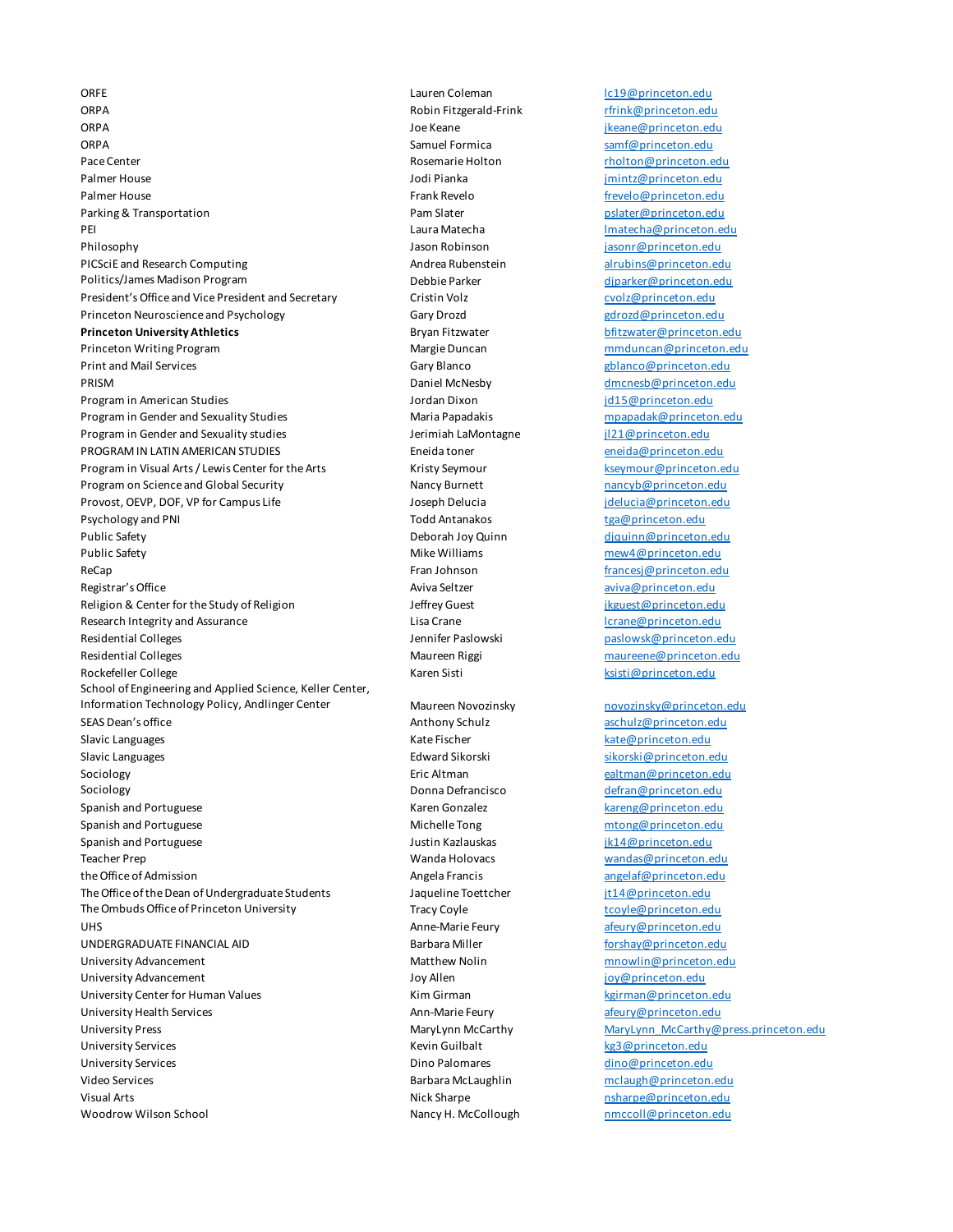| | | |
|---|---|---|
| ORFE | Lauren Coleman | lc19@princeton.edu |
| ORPA | Robin Fitzgerald-Frink | rfrink@princeton.edu |
| ORPA | Joe Keane | jkeane@princeton.edu |
| ORPA | Samuel Formica | samf@princeton.edu |
| Pace Center | Rosemarie Holton | rholton@princeton.edu |
| Palmer House | Jodi Pianka | jmintz@princeton.edu |
| Palmer House | Frank Revelo | frevelo@princeton.edu |
| Parking & Transportation | Pam Slater | pslater@princeton.edu |
| PEI | Laura Matecha | lmatecha@princeton.edu |
| Philosophy | Jason Robinson | jasonr@princeton.edu |
| PICSciE and Research Computing | Andrea Rubenstein | alrubins@princeton.edu |
| Politics/James Madison Program | Debbie Parker | djparker@princeton.edu |
| President's Office and Vice President and Secretary | Cristin Volz | cvolz@princeton.edu |
| Princeton Neuroscience and Psychology | Gary Drozd | gdrozd@princeton.edu |
| **Princeton University Athletics** | Bryan Fitzwater | bfitzwater@princeton.edu |
| Princeton Writing Program | Margie Duncan | mmduncan@princeton.edu |
| Print and Mail Services | Gary Blanco | gblanco@princeton.edu |
| PRISM | Daniel McNesby | dmcnesb@princeton.edu |
| Program in American Studies | Jordan Dixon | jd15@princeton.edu |
| Program in Gender and Sexuality Studies | Maria Papadakis | mpapadak@princeton.edu |
| Program in Gender and Sexuality studies | Jerimiah LaMontagne | jl21@princeton.edu |
| PROGRAM IN LATIN AMERICAN STUDIES | Eneida toner | eneida@princeton.edu |
| Program in Visual Arts / Lewis Center for the Arts | Kristy Seymour | kseymour@princeton.edu |
| Program on Science and Global Security | Nancy Burnett | nancyb@princeton.edu |
| Provost, OEVP, DOF, VP for Campus Life | Joseph Delucia | jdelucia@princeton.edu |
| Psychology and PNI | Todd Antanakos | tga@princeton.edu |
| Public Safety | Deborah Joy Quinn | djquinn@princeton.edu |
| Public Safety | Mike Williams | mew4@princeton.edu |
| ReCap | Fran Johnson | francesj@princeton.edu |
| Registrar's Office | Aviva Seltzer | aviva@princeton.edu |
| Religion & Center for the Study of Religion | Jeffrey Guest | jkguest@princeton.edu |
| Research Integrity and Assurance | Lisa Crane | lcrane@princeton.edu |
| Residential Colleges | Jennifer Paslowski | paslowsk@princeton.edu |
| Residential Colleges | Maureen Riggi | maureene@princeton.edu |
| Rockefeller College | Karen Sisti | ksisti@princeton.edu |
| School of Engineering and Applied Science, Keller Center, Information Technology Policy, Andlinger Center | Maureen Novozinsky | novozinsky@princeton.edu |
| SEAS Dean's office | Anthony Schulz | aschulz@princeton.edu |
| Slavic Languages | Kate Fischer | kate@princeton.edu |
| Slavic Languages | Edward Sikorski | sikorski@princeton.edu |
| Sociology | Eric Altman | ealtman@princeton.edu |
| Sociology | Donna Defrancisco | defran@princeton.edu |
| Spanish and Portuguese | Karen Gonzalez | kareng@princeton.edu |
| Spanish and Portuguese | Michelle Tong | mtong@princeton.edu |
| Spanish and Portuguese | Justin Kazlauskas | jk14@princeton.edu |
| Teacher Prep | Wanda Holovacs | wandas@princeton.edu |
| the Office of Admission | Angela Francis | angelaf@princeton.edu |
| The Office of the Dean of Undergraduate Students | Jaqueline Toettcher | jt14@princeton.edu |
| The Ombuds Office of Princeton University | Tracy Coyle | tcoyle@princeton.edu |
| UHS | Anne-Marie Feury | afeury@princeton.edu |
| UNDERGRADUATE FINANCIAL AID | Barbara Miller | forshay@princeton.edu |
| University Advancement | Matthew Nolin | mnowlin@princeton.edu |
| University Advancement | Joy Allen | joy@princeton.edu |
| University Center for Human Values | Kim Girman | kgirman@princeton.edu |
| University Health Services | Ann-Marie Feury | afeury@princeton.edu |
| University Press | MaryLynn McCarthy | MaryLynn_McCarthy@press.princeton.edu |
| University Services | Kevin Guilbalt | kg3@princeton.edu |
| University Services | Dino Palomares | dino@princeton.edu |
| Video Services | Barbara McLaughlin | mclaugh@princeton.edu |
| Visual Arts | Nick Sharpe | nsharpe@princeton.edu |
| Woodrow Wilson School | Nancy H. McCollough | nmccoll@princeton.edu |